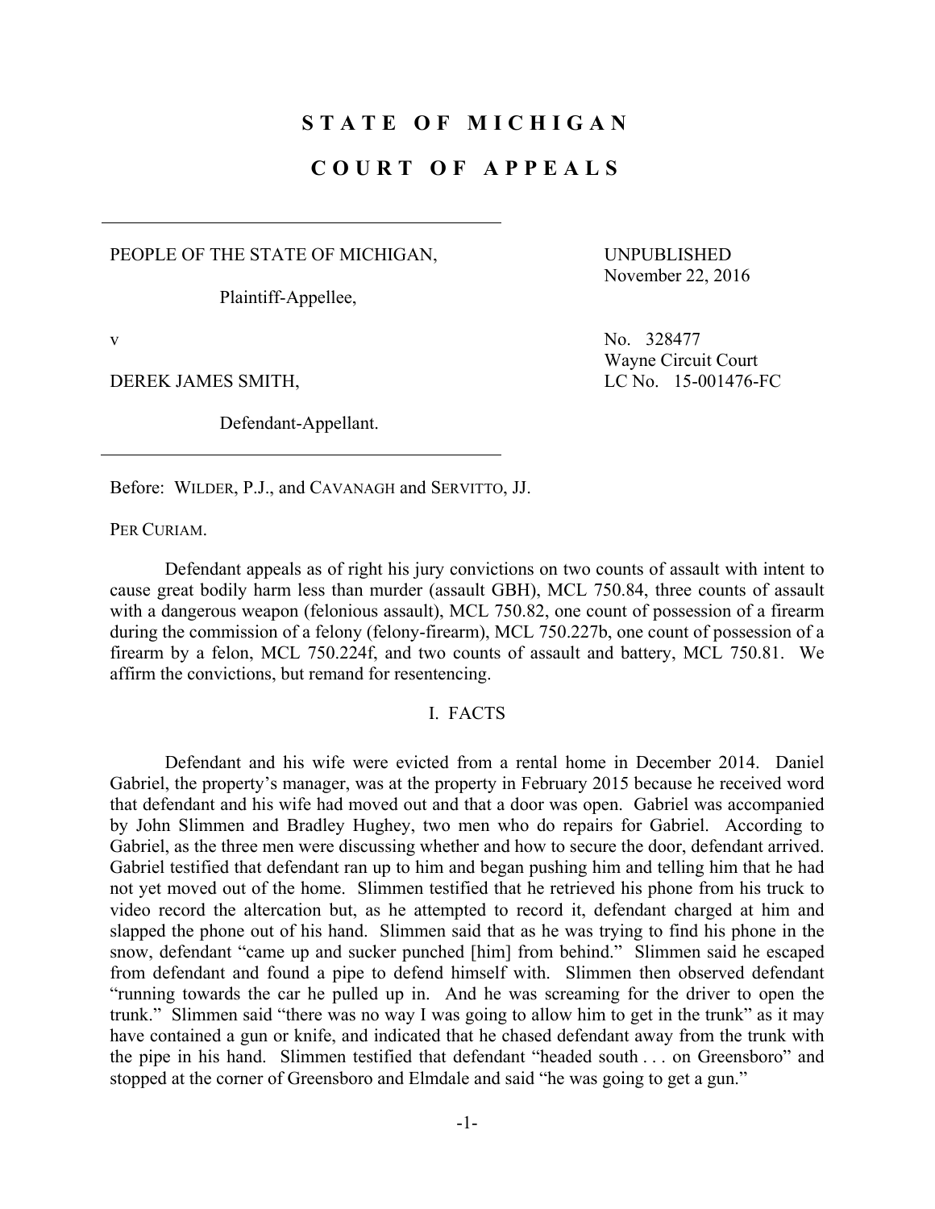# STATE OF MICHIGAN

# COURT OF APPEALS

PEOPLE OF THE STATE OF MICHIGAN,

Plaintiff-Appellee,

v

DEREK JAMES SMITH,

Defendant-Appellant.

UNPUBLISHED
November 22, 2016

No. 328477
Wayne Circuit Court
LC No. 15-001476-FC

Before: WILDER, P.J., and CAVANAGH and SERVITTO, JJ.

PER CURIAM.

Defendant appeals as of right his jury convictions on two counts of assault with intent to cause great bodily harm less than murder (assault GBH), MCL 750.84, three counts of assault with a dangerous weapon (felonious assault), MCL 750.82, one count of possession of a firearm during the commission of a felony (felony-firearm), MCL 750.227b, one count of possession of a firearm by a felon, MCL 750.224f, and two counts of assault and battery, MCL 750.81. We affirm the convictions, but remand for resentencing.

## I. FACTS

Defendant and his wife were evicted from a rental home in December 2014. Daniel Gabriel, the property's manager, was at the property in February 2015 because he received word that defendant and his wife had moved out and that a door was open. Gabriel was accompanied by John Slimmen and Bradley Hughey, two men who do repairs for Gabriel. According to Gabriel, as the three men were discussing whether and how to secure the door, defendant arrived. Gabriel testified that defendant ran up to him and began pushing him and telling him that he had not yet moved out of the home. Slimmen testified that he retrieved his phone from his truck to video record the altercation but, as he attempted to record it, defendant charged at him and slapped the phone out of his hand. Slimmen said that as he was trying to find his phone in the snow, defendant "came up and sucker punched [him] from behind." Slimmen said he escaped from defendant and found a pipe to defend himself with. Slimmen then observed defendant "running towards the car he pulled up in. And he was screaming for the driver to open the trunk." Slimmen said "there was no way I was going to allow him to get in the trunk" as it may have contained a gun or knife, and indicated that he chased defendant away from the trunk with the pipe in his hand. Slimmen testified that defendant "headed south . . . on Greensboro" and stopped at the corner of Greensboro and Elmdale and said "he was going to get a gun."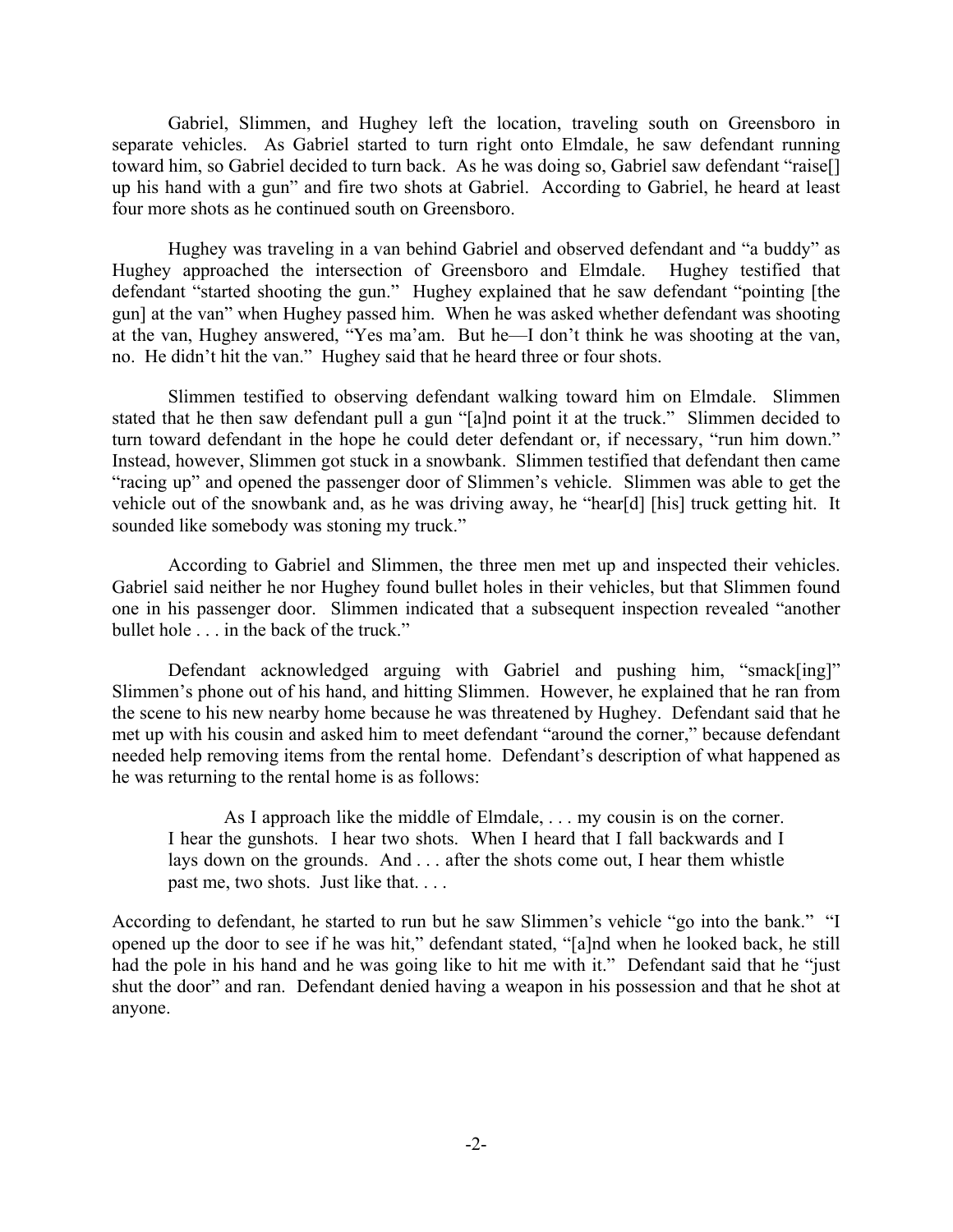Gabriel, Slimmen, and Hughey left the location, traveling south on Greensboro in separate vehicles. As Gabriel started to turn right onto Elmdale, he saw defendant running toward him, so Gabriel decided to turn back. As he was doing so, Gabriel saw defendant "raise[] up his hand with a gun" and fire two shots at Gabriel. According to Gabriel, he heard at least four more shots as he continued south on Greensboro.

Hughey was traveling in a van behind Gabriel and observed defendant and "a buddy" as Hughey approached the intersection of Greensboro and Elmdale. Hughey testified that defendant "started shooting the gun." Hughey explained that he saw defendant "pointing [the gun] at the van" when Hughey passed him. When he was asked whether defendant was shooting at the van, Hughey answered, "Yes ma'am. But he—I don't think he was shooting at the van, no. He didn't hit the van." Hughey said that he heard three or four shots.

Slimmen testified to observing defendant walking toward him on Elmdale. Slimmen stated that he then saw defendant pull a gun "[a]nd point it at the truck." Slimmen decided to turn toward defendant in the hope he could deter defendant or, if necessary, "run him down." Instead, however, Slimmen got stuck in a snowbank. Slimmen testified that defendant then came "racing up" and opened the passenger door of Slimmen's vehicle. Slimmen was able to get the vehicle out of the snowbank and, as he was driving away, he "hear[d] [his] truck getting hit. It sounded like somebody was stoning my truck."

According to Gabriel and Slimmen, the three men met up and inspected their vehicles. Gabriel said neither he nor Hughey found bullet holes in their vehicles, but that Slimmen found one in his passenger door. Slimmen indicated that a subsequent inspection revealed "another bullet hole . . . in the back of the truck."

Defendant acknowledged arguing with Gabriel and pushing him, "smack[ing]" Slimmen's phone out of his hand, and hitting Slimmen. However, he explained that he ran from the scene to his new nearby home because he was threatened by Hughey. Defendant said that he met up with his cousin and asked him to meet defendant "around the corner," because defendant needed help removing items from the rental home. Defendant's description of what happened as he was returning to the rental home is as follows:

> As I approach like the middle of Elmdale, . . . my cousin is on the corner. I hear the gunshots. I hear two shots. When I heard that I fall backwards and I lays down on the grounds. And . . . after the shots come out, I hear them whistle past me, two shots. Just like that. . . .

According to defendant, he started to run but he saw Slimmen's vehicle "go into the bank." "I opened up the door to see if he was hit," defendant stated, "[a]nd when he looked back, he still had the pole in his hand and he was going like to hit me with it." Defendant said that he "just shut the door" and ran. Defendant denied having a weapon in his possession and that he shot at anyone.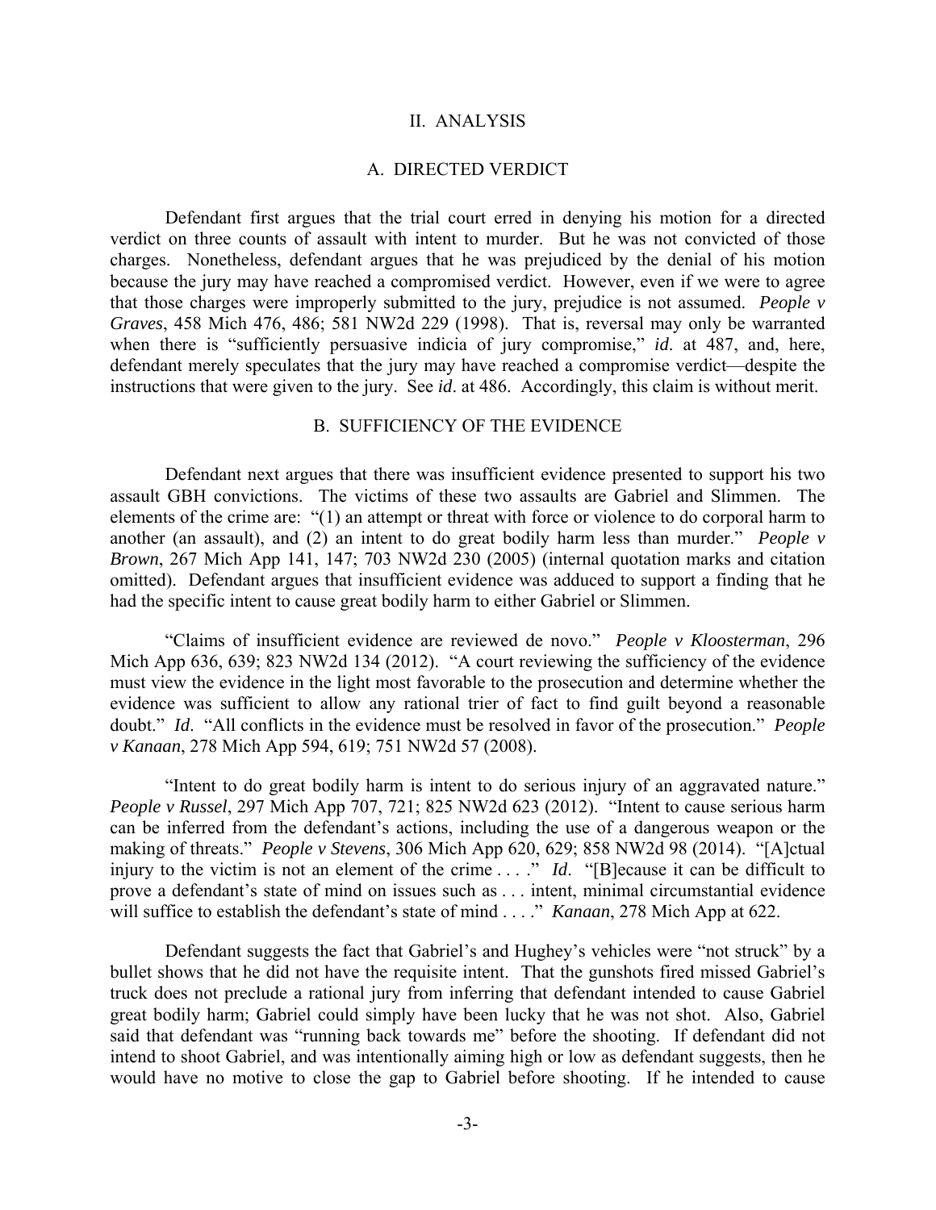## II. ANALYSIS

### A. DIRECTED VERDICT

Defendant first argues that the trial court erred in denying his motion for a directed verdict on three counts of assault with intent to murder. But he was not convicted of those charges. Nonetheless, defendant argues that he was prejudiced by the denial of his motion because the jury may have reached a compromised verdict. However, even if we were to agree that those charges were improperly submitted to the jury, prejudice is not assumed. *People v Graves*, 458 Mich 476, 486; 581 NW2d 229 (1998). That is, reversal may only be warranted when there is "sufficiently persuasive indicia of jury compromise," *id*. at 487, and, here, defendant merely speculates that the jury may have reached a compromise verdict—despite the instructions that were given to the jury. See *id*. at 486. Accordingly, this claim is without merit.

### B. SUFFICIENCY OF THE EVIDENCE

Defendant next argues that there was insufficient evidence presented to support his two assault GBH convictions. The victims of these two assaults are Gabriel and Slimmen. The elements of the crime are: "(1) an attempt or threat with force or violence to do corporal harm to another (an assault), and (2) an intent to do great bodily harm less than murder." *People v Brown*, 267 Mich App 141, 147; 703 NW2d 230 (2005) (internal quotation marks and citation omitted). Defendant argues that insufficient evidence was adduced to support a finding that he had the specific intent to cause great bodily harm to either Gabriel or Slimmen.

"Claims of insufficient evidence are reviewed de novo." *People v Kloosterman*, 296 Mich App 636, 639; 823 NW2d 134 (2012). "A court reviewing the sufficiency of the evidence must view the evidence in the light most favorable to the prosecution and determine whether the evidence was sufficient to allow any rational trier of fact to find guilt beyond a reasonable doubt." *Id*. "All conflicts in the evidence must be resolved in favor of the prosecution." *People v Kanaan*, 278 Mich App 594, 619; 751 NW2d 57 (2008).

"Intent to do great bodily harm is intent to do serious injury of an aggravated nature." *People v Russel*, 297 Mich App 707, 721; 825 NW2d 623 (2012). "Intent to cause serious harm can be inferred from the defendant's actions, including the use of a dangerous weapon or the making of threats." *People v Stevens*, 306 Mich App 620, 629; 858 NW2d 98 (2014). "[A]ctual injury to the victim is not an element of the crime . . . ." *Id*. "[B]ecause it can be difficult to prove a defendant's state of mind on issues such as . . . intent, minimal circumstantial evidence will suffice to establish the defendant's state of mind . . . ." *Kanaan*, 278 Mich App at 622.

Defendant suggests the fact that Gabriel's and Hughey's vehicles were "not struck" by a bullet shows that he did not have the requisite intent. That the gunshots fired missed Gabriel's truck does not preclude a rational jury from inferring that defendant intended to cause Gabriel great bodily harm; Gabriel could simply have been lucky that he was not shot. Also, Gabriel said that defendant was "running back towards me" before the shooting. If defendant did not intend to shoot Gabriel, and was intentionally aiming high or low as defendant suggests, then he would have no motive to close the gap to Gabriel before shooting. If he intended to cause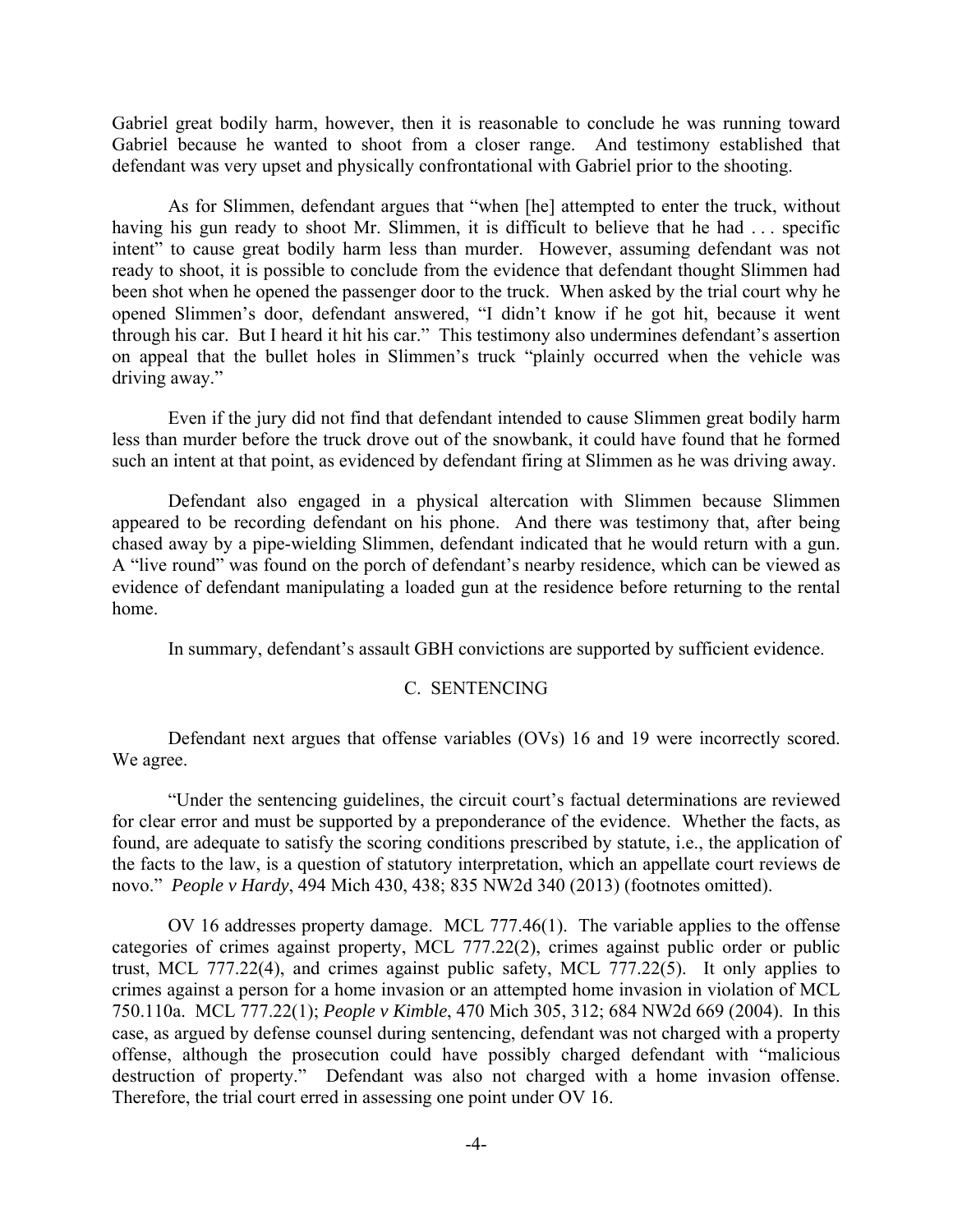Gabriel great bodily harm, however, then it is reasonable to conclude he was running toward Gabriel because he wanted to shoot from a closer range. And testimony established that defendant was very upset and physically confrontational with Gabriel prior to the shooting.

As for Slimmen, defendant argues that "when [he] attempted to enter the truck, without having his gun ready to shoot Mr. Slimmen, it is difficult to believe that he had . . . specific intent" to cause great bodily harm less than murder. However, assuming defendant was not ready to shoot, it is possible to conclude from the evidence that defendant thought Slimmen had been shot when he opened the passenger door to the truck. When asked by the trial court why he opened Slimmen's door, defendant answered, "I didn't know if he got hit, because it went through his car. But I heard it hit his car." This testimony also undermines defendant's assertion on appeal that the bullet holes in Slimmen's truck "plainly occurred when the vehicle was driving away."

Even if the jury did not find that defendant intended to cause Slimmen great bodily harm less than murder before the truck drove out of the snowbank, it could have found that he formed such an intent at that point, as evidenced by defendant firing at Slimmen as he was driving away.

Defendant also engaged in a physical altercation with Slimmen because Slimmen appeared to be recording defendant on his phone. And there was testimony that, after being chased away by a pipe-wielding Slimmen, defendant indicated that he would return with a gun. A "live round" was found on the porch of defendant's nearby residence, which can be viewed as evidence of defendant manipulating a loaded gun at the residence before returning to the rental home.

In summary, defendant's assault GBH convictions are supported by sufficient evidence.

## C. SENTENCING

Defendant next argues that offense variables (OVs) 16 and 19 were incorrectly scored. We agree.

"Under the sentencing guidelines, the circuit court's factual determinations are reviewed for clear error and must be supported by a preponderance of the evidence. Whether the facts, as found, are adequate to satisfy the scoring conditions prescribed by statute, i.e., the application of the facts to the law, is a question of statutory interpretation, which an appellate court reviews de novo." *People v Hardy*, 494 Mich 430, 438; 835 NW2d 340 (2013) (footnotes omitted).

OV 16 addresses property damage. MCL 777.46(1). The variable applies to the offense categories of crimes against property, MCL 777.22(2), crimes against public order or public trust, MCL 777.22(4), and crimes against public safety, MCL 777.22(5). It only applies to crimes against a person for a home invasion or an attempted home invasion in violation of MCL 750.110a. MCL 777.22(1); *People v Kimble*, 470 Mich 305, 312; 684 NW2d 669 (2004). In this case, as argued by defense counsel during sentencing, defendant was not charged with a property offense, although the prosecution could have possibly charged defendant with "malicious destruction of property." Defendant was also not charged with a home invasion offense. Therefore, the trial court erred in assessing one point under OV 16.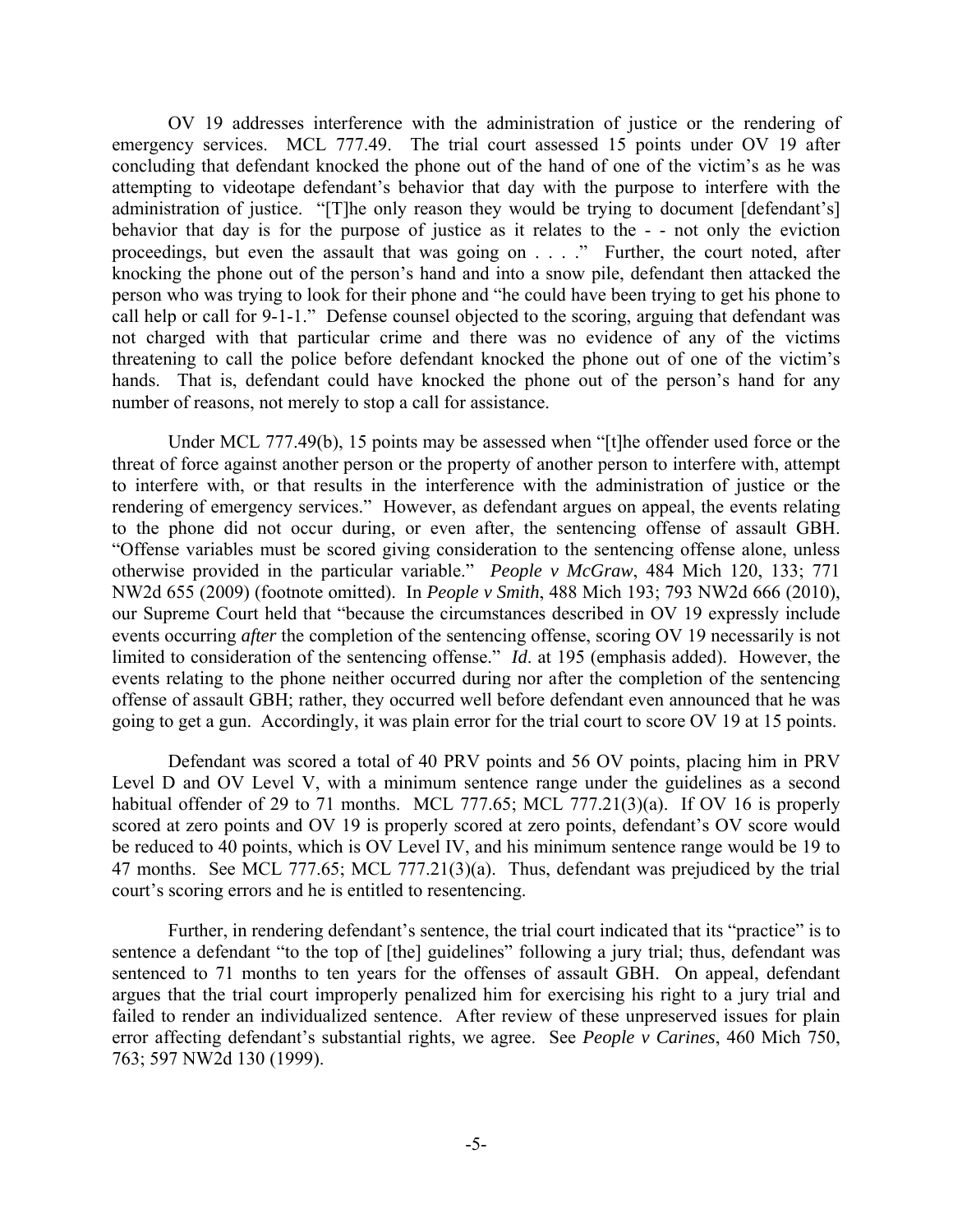OV 19 addresses interference with the administration of justice or the rendering of emergency services. MCL 777.49. The trial court assessed 15 points under OV 19 after concluding that defendant knocked the phone out of the hand of one of the victim's as he was attempting to videotape defendant's behavior that day with the purpose to interfere with the administration of justice. "[T]he only reason they would be trying to document [defendant's] behavior that day is for the purpose of justice as it relates to the - - not only the eviction proceedings, but even the assault that was going on . . . ." Further, the court noted, after knocking the phone out of the person's hand and into a snow pile, defendant then attacked the person who was trying to look for their phone and "he could have been trying to get his phone to call help or call for 9-1-1." Defense counsel objected to the scoring, arguing that defendant was not charged with that particular crime and there was no evidence of any of the victims threatening to call the police before defendant knocked the phone out of one of the victim's hands. That is, defendant could have knocked the phone out of the person's hand for any number of reasons, not merely to stop a call for assistance.

Under MCL 777.49(b), 15 points may be assessed when "[t]he offender used force or the threat of force against another person or the property of another person to interfere with, attempt to interfere with, or that results in the interference with the administration of justice or the rendering of emergency services." However, as defendant argues on appeal, the events relating to the phone did not occur during, or even after, the sentencing offense of assault GBH. "Offense variables must be scored giving consideration to the sentencing offense alone, unless otherwise provided in the particular variable." *People v McGraw*, 484 Mich 120, 133; 771 NW2d 655 (2009) (footnote omitted). In *People v Smith*, 488 Mich 193; 793 NW2d 666 (2010), our Supreme Court held that "because the circumstances described in OV 19 expressly include events occurring *after* the completion of the sentencing offense, scoring OV 19 necessarily is not limited to consideration of the sentencing offense." *Id*. at 195 (emphasis added). However, the events relating to the phone neither occurred during nor after the completion of the sentencing offense of assault GBH; rather, they occurred well before defendant even announced that he was going to get a gun. Accordingly, it was plain error for the trial court to score OV 19 at 15 points.

Defendant was scored a total of 40 PRV points and 56 OV points, placing him in PRV Level D and OV Level V, with a minimum sentence range under the guidelines as a second habitual offender of 29 to 71 months. MCL 777.65; MCL 777.21(3)(a). If OV 16 is properly scored at zero points and OV 19 is properly scored at zero points, defendant's OV score would be reduced to 40 points, which is OV Level IV, and his minimum sentence range would be 19 to 47 months. See MCL 777.65; MCL 777.21(3)(a). Thus, defendant was prejudiced by the trial court's scoring errors and he is entitled to resentencing.

Further, in rendering defendant's sentence, the trial court indicated that its "practice" is to sentence a defendant "to the top of [the] guidelines" following a jury trial; thus, defendant was sentenced to 71 months to ten years for the offenses of assault GBH. On appeal, defendant argues that the trial court improperly penalized him for exercising his right to a jury trial and failed to render an individualized sentence. After review of these unpreserved issues for plain error affecting defendant's substantial rights, we agree. See *People v Carines*, 460 Mich 750, 763; 597 NW2d 130 (1999).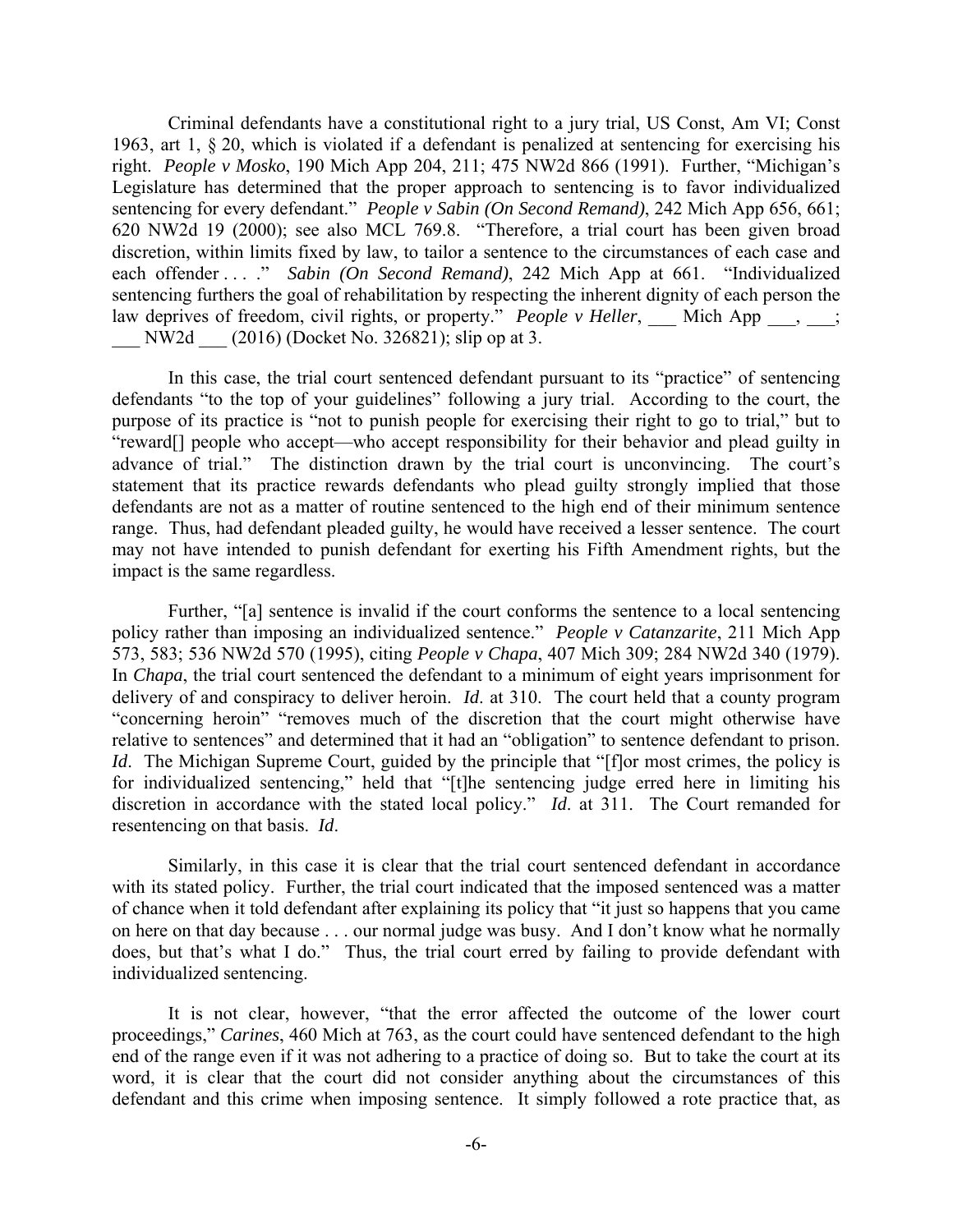Criminal defendants have a constitutional right to a jury trial, US Const, Am VI; Const 1963, art 1, § 20, which is violated if a defendant is penalized at sentencing for exercising his right. *People v Mosko*, 190 Mich App 204, 211; 475 NW2d 866 (1991). Further, "Michigan's Legislature has determined that the proper approach to sentencing is to favor individualized sentencing for every defendant." *People v Sabin (On Second Remand)*, 242 Mich App 656, 661; 620 NW2d 19 (2000); see also MCL 769.8. "Therefore, a trial court has been given broad discretion, within limits fixed by law, to tailor a sentence to the circumstances of each case and each offender . . . ." *Sabin (On Second Remand)*, 242 Mich App at 661. "Individualized sentencing furthers the goal of rehabilitation by respecting the inherent dignity of each person the law deprives of freedom, civil rights, or property." *People v Heller*, ___ Mich App ___, ___; ___ NW2d ___ (2016) (Docket No. 326821); slip op at 3.

In this case, the trial court sentenced defendant pursuant to its "practice" of sentencing defendants "to the top of your guidelines" following a jury trial. According to the court, the purpose of its practice is "not to punish people for exercising their right to go to trial," but to "reward[] people who accept—who accept responsibility for their behavior and plead guilty in advance of trial." The distinction drawn by the trial court is unconvincing. The court's statement that its practice rewards defendants who plead guilty strongly implied that those defendants are not as a matter of routine sentenced to the high end of their minimum sentence range. Thus, had defendant pleaded guilty, he would have received a lesser sentence. The court may not have intended to punish defendant for exerting his Fifth Amendment rights, but the impact is the same regardless.

Further, "[a] sentence is invalid if the court conforms the sentence to a local sentencing policy rather than imposing an individualized sentence." *People v Catanzarite*, 211 Mich App 573, 583; 536 NW2d 570 (1995), citing *People v Chapa*, 407 Mich 309; 284 NW2d 340 (1979). In *Chapa*, the trial court sentenced the defendant to a minimum of eight years imprisonment for delivery of and conspiracy to deliver heroin. *Id*. at 310. The court held that a county program "concerning heroin" "removes much of the discretion that the court might otherwise have relative to sentences" and determined that it had an "obligation" to sentence defendant to prison. *Id*. The Michigan Supreme Court, guided by the principle that "[f]or most crimes, the policy is for individualized sentencing," held that "[t]he sentencing judge erred here in limiting his discretion in accordance with the stated local policy." *Id*. at 311. The Court remanded for resentencing on that basis. *Id*.

Similarly, in this case it is clear that the trial court sentenced defendant in accordance with its stated policy. Further, the trial court indicated that the imposed sentenced was a matter of chance when it told defendant after explaining its policy that "it just so happens that you came on here on that day because . . . our normal judge was busy. And I don't know what he normally does, but that's what I do." Thus, the trial court erred by failing to provide defendant with individualized sentencing.

It is not clear, however, "that the error affected the outcome of the lower court proceedings," *Carines*, 460 Mich at 763, as the court could have sentenced defendant to the high end of the range even if it was not adhering to a practice of doing so. But to take the court at its word, it is clear that the court did not consider anything about the circumstances of this defendant and this crime when imposing sentence. It simply followed a rote practice that, as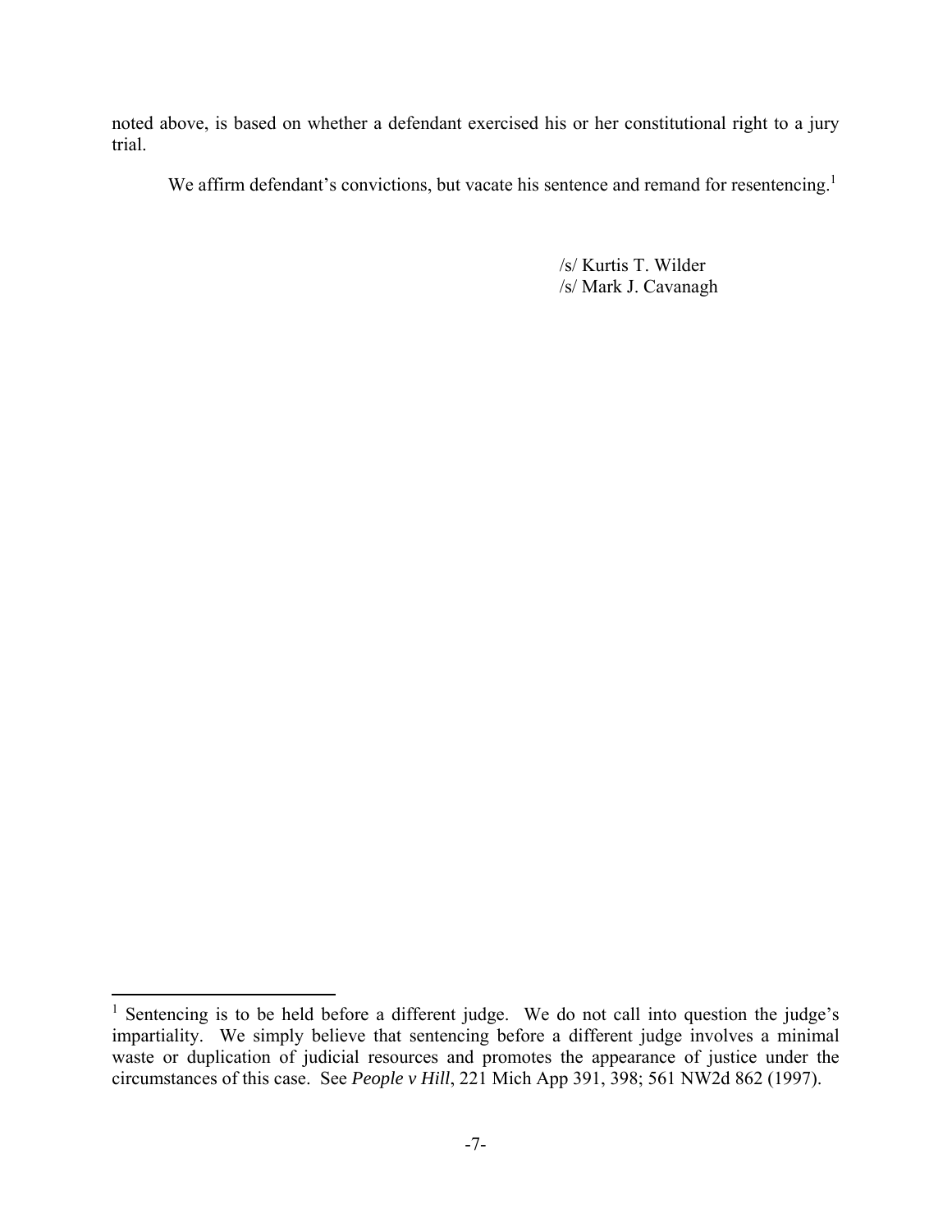noted above, is based on whether a defendant exercised his or her constitutional right to a jury trial.

We affirm defendant's convictions, but vacate his sentence and remand for resentencing.[1]

/s/ Kurtis T. Wilder
/s/ Mark J. Cavanagh

[1] Sentencing is to be held before a different judge. We do not call into question the judge's impartiality. We simply believe that sentencing before a different judge involves a minimal waste or duplication of judicial resources and promotes the appearance of justice under the circumstances of this case. See *People v Hill*, 221 Mich App 391, 398; 561 NW2d 862 (1997).